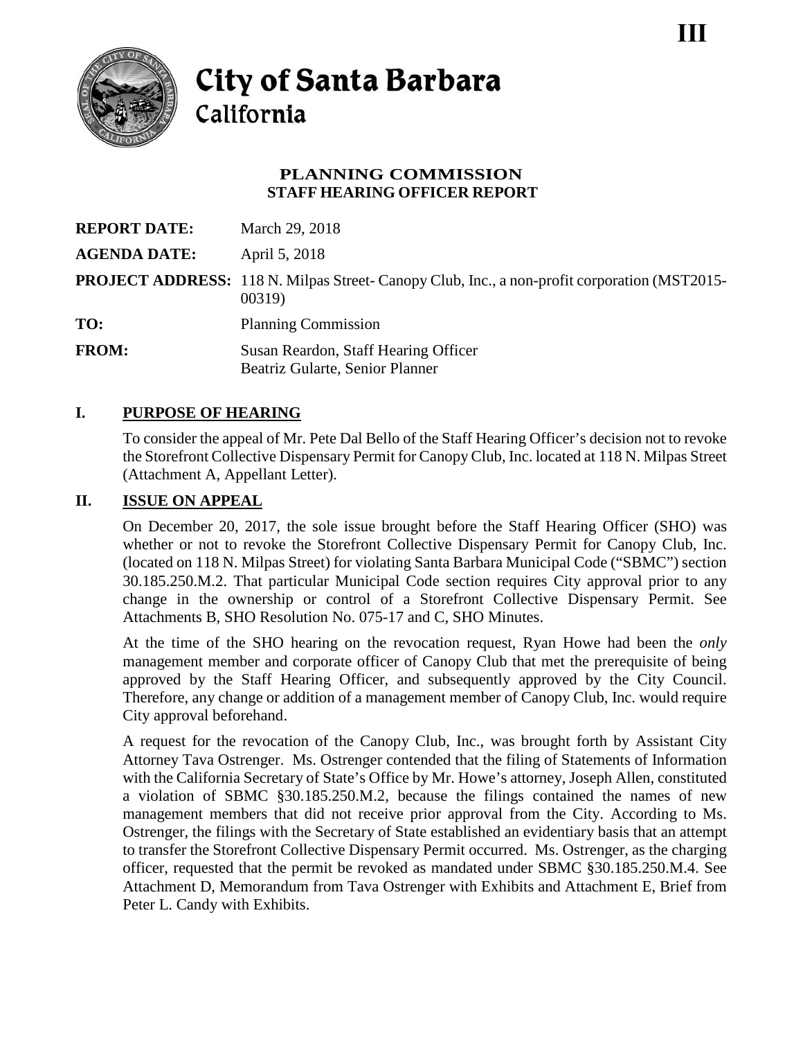III

# City of Santa Barbara
California

## PLANNING COMMISSION
## STAFF HEARING OFFICER REPORT

**REPORT DATE:** March 29, 2018

**AGENDA DATE:** April 5, 2018

**PROJECT ADDRESS:** 118 N. Milpas Street- Canopy Club, Inc., a non-profit corporation (MST2015-00319)

**TO:** Planning Commission

**FROM:** Susan Reardon, Staff Hearing Officer
Beatriz Gularte, Senior Planner

## I. PURPOSE OF HEARING

To consider the appeal of Mr. Pete Dal Bello of the Staff Hearing Officer's decision not to revoke the Storefront Collective Dispensary Permit for Canopy Club, Inc. located at 118 N. Milpas Street (Attachment A, Appellant Letter).

## II. ISSUE ON APPEAL

On December 20, 2017, the sole issue brought before the Staff Hearing Officer (SHO) was whether or not to revoke the Storefront Collective Dispensary Permit for Canopy Club, Inc. (located on 118 N. Milpas Street) for violating Santa Barbara Municipal Code ("SBMC") section 30.185.250.M.2. That particular Municipal Code section requires City approval prior to any change in the ownership or control of a Storefront Collective Dispensary Permit. See Attachments B, SHO Resolution No. 075-17 and C, SHO Minutes.

At the time of the SHO hearing on the revocation request, Ryan Howe had been the *only* management member and corporate officer of Canopy Club that met the prerequisite of being approved by the Staff Hearing Officer, and subsequently approved by the City Council. Therefore, any change or addition of a management member of Canopy Club, Inc. would require City approval beforehand.

A request for the revocation of the Canopy Club, Inc., was brought forth by Assistant City Attorney Tava Ostrenger. Ms. Ostrenger contended that the filing of Statements of Information with the California Secretary of State's Office by Mr. Howe's attorney, Joseph Allen, constituted a violation of SBMC §30.185.250.M.2, because the filings contained the names of new management members that did not receive prior approval from the City. According to Ms. Ostrenger, the filings with the Secretary of State established an evidentiary basis that an attempt to transfer the Storefront Collective Dispensary Permit occurred. Ms. Ostrenger, as the charging officer, requested that the permit be revoked as mandated under SBMC §30.185.250.M.4. See Attachment D, Memorandum from Tava Ostrenger with Exhibits and Attachment E, Brief from Peter L. Candy with Exhibits.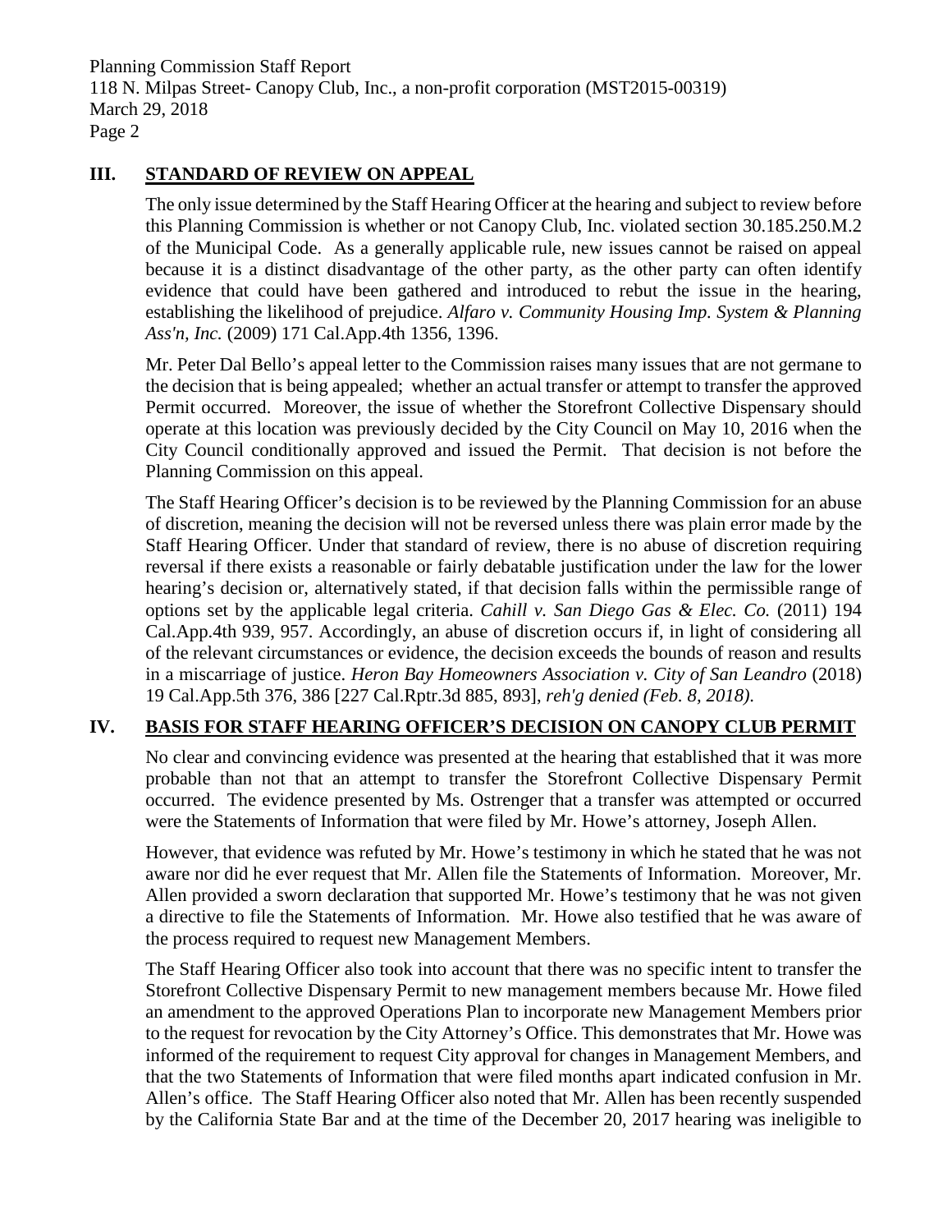## III. STANDARD OF REVIEW ON APPEAL

The only issue determined by the Staff Hearing Officer at the hearing and subject to review before this Planning Commission is whether or not Canopy Club, Inc. violated section 30.185.250.M.2 of the Municipal Code. As a generally applicable rule, new issues cannot be raised on appeal because it is a distinct disadvantage of the other party, as the other party can often identify evidence that could have been gathered and introduced to rebut the issue in the hearing, establishing the likelihood of prejudice. *Alfaro v. Community Housing Imp. System & Planning Ass'n, Inc.* (2009) 171 Cal.App.4th 1356, 1396.

Mr. Peter Dal Bello's appeal letter to the Commission raises many issues that are not germane to the decision that is being appealed; whether an actual transfer or attempt to transfer the approved Permit occurred. Moreover, the issue of whether the Storefront Collective Dispensary should operate at this location was previously decided by the City Council on May 10, 2016 when the City Council conditionally approved and issued the Permit. That decision is not before the Planning Commission on this appeal.

The Staff Hearing Officer's decision is to be reviewed by the Planning Commission for an abuse of discretion, meaning the decision will not be reversed unless there was plain error made by the Staff Hearing Officer. Under that standard of review, there is no abuse of discretion requiring reversal if there exists a reasonable or fairly debatable justification under the law for the lower hearing's decision or, alternatively stated, if that decision falls within the permissible range of options set by the applicable legal criteria. *Cahill v. San Diego Gas & Elec. Co.* (2011) 194 Cal.App.4th 939, 957. Accordingly, an abuse of discretion occurs if, in light of considering all of the relevant circumstances or evidence, the decision exceeds the bounds of reason and results in a miscarriage of justice. *Heron Bay Homeowners Association v. City of San Leandro* (2018) 19 Cal.App.5th 376, 386 [227 Cal.Rptr.3d 885, 893], *reh'g denied (Feb. 8, 2018).*

## IV. BASIS FOR STAFF HEARING OFFICER'S DECISION ON CANOPY CLUB PERMIT

No clear and convincing evidence was presented at the hearing that established that it was more probable than not that an attempt to transfer the Storefront Collective Dispensary Permit occurred. The evidence presented by Ms. Ostrenger that a transfer was attempted or occurred were the Statements of Information that were filed by Mr. Howe's attorney, Joseph Allen.

However, that evidence was refuted by Mr. Howe's testimony in which he stated that he was not aware nor did he ever request that Mr. Allen file the Statements of Information. Moreover, Mr. Allen provided a sworn declaration that supported Mr. Howe's testimony that he was not given a directive to file the Statements of Information. Mr. Howe also testified that he was aware of the process required to request new Management Members.

The Staff Hearing Officer also took into account that there was no specific intent to transfer the Storefront Collective Dispensary Permit to new management members because Mr. Howe filed an amendment to the approved Operations Plan to incorporate new Management Members prior to the request for revocation by the City Attorney's Office. This demonstrates that Mr. Howe was informed of the requirement to request City approval for changes in Management Members, and that the two Statements of Information that were filed months apart indicated confusion in Mr. Allen's office. The Staff Hearing Officer also noted that Mr. Allen has been recently suspended by the California State Bar and at the time of the December 20, 2017 hearing was ineligible to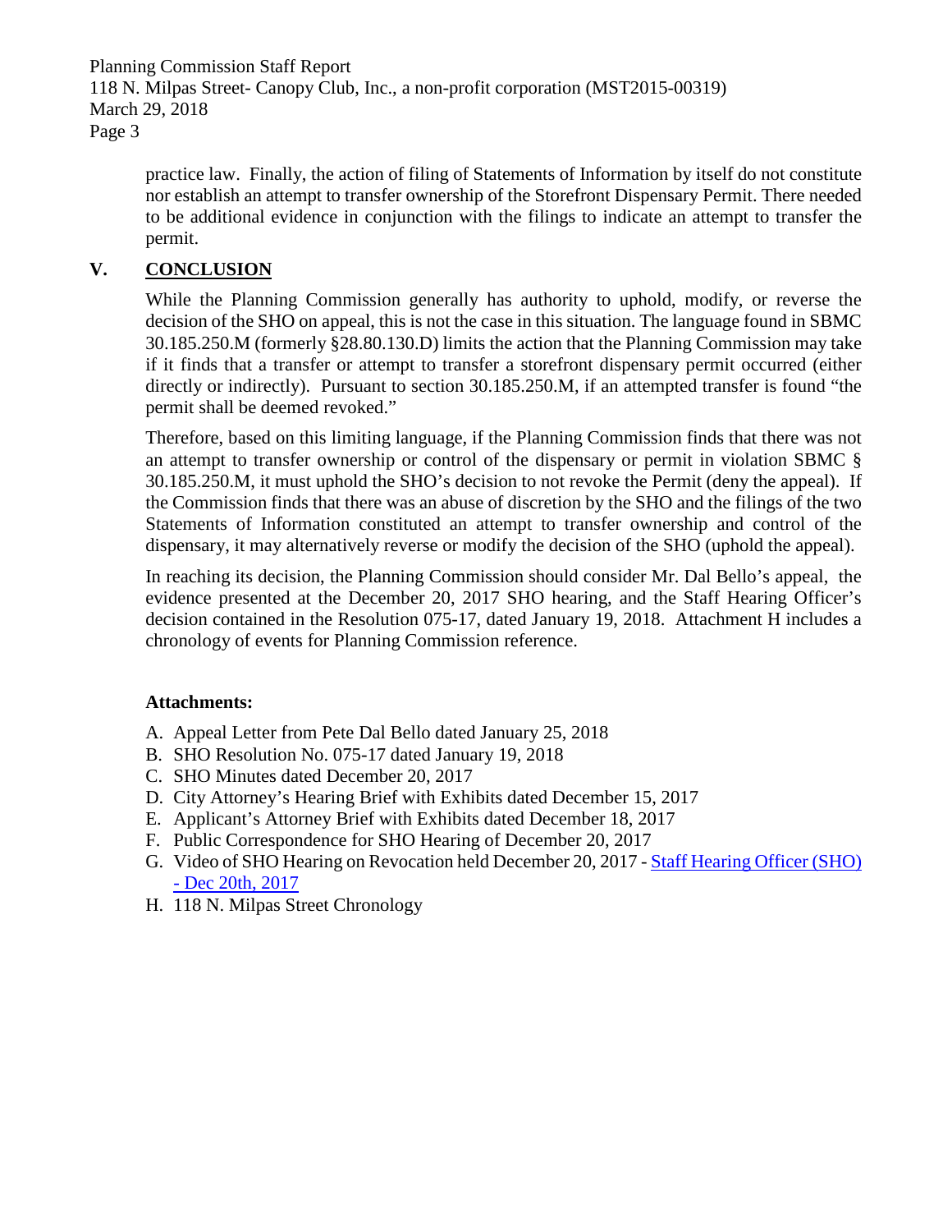practice law. Finally, the action of filing of Statements of Information by itself do not constitute nor establish an attempt to transfer ownership of the Storefront Dispensary Permit. There needed to be additional evidence in conjunction with the filings to indicate an attempt to transfer the permit.

## V. CONCLUSION

While the Planning Commission generally has authority to uphold, modify, or reverse the decision of the SHO on appeal, this is not the case in this situation. The language found in SBMC 30.185.250.M (formerly §28.80.130.D) limits the action that the Planning Commission may take if it finds that a transfer or attempt to transfer a storefront dispensary permit occurred (either directly or indirectly). Pursuant to section 30.185.250.M, if an attempted transfer is found "the permit shall be deemed revoked."

Therefore, based on this limiting language, if the Planning Commission finds that there was not an attempt to transfer ownership or control of the dispensary or permit in violation SBMC § 30.185.250.M, it must uphold the SHO's decision to not revoke the Permit (deny the appeal). If the Commission finds that there was an abuse of discretion by the SHO and the filings of the two Statements of Information constituted an attempt to transfer ownership and control of the dispensary, it may alternatively reverse or modify the decision of the SHO (uphold the appeal).

In reaching its decision, the Planning Commission should consider Mr. Dal Bello's appeal, the evidence presented at the December 20, 2017 SHO hearing, and the Staff Hearing Officer's decision contained in the Resolution 075-17, dated January 19, 2018. Attachment H includes a chronology of events for Planning Commission reference.

**Attachments:**

A. Appeal Letter from Pete Dal Bello dated January 25, 2018
B. SHO Resolution No. 075-17 dated January 19, 2018
C. SHO Minutes dated December 20, 2017
D. City Attorney's Hearing Brief with Exhibits dated December 15, 2017
E. Applicant's Attorney Brief with Exhibits dated December 18, 2017
F. Public Correspondence for SHO Hearing of December 20, 2017
G. Video of SHO Hearing on Revocation held December 20, 2017 - Staff Hearing Officer (SHO) - Dec 20th, 2017
H. 118 N. Milpas Street Chronology